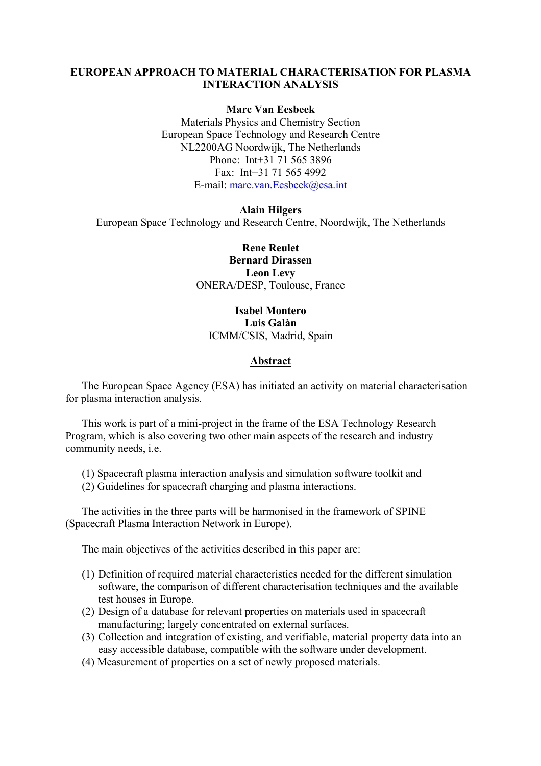# EUROPEAN APPROACH TO MATERIAL CHARACTERISATION FOR PLASMA INTERACTION ANALYSIS

**Marc Van Eesbeek**
Materials Physics and Chemistry Section
European Space Technology and Research Centre
NL2200AG Noordwijk, The Netherlands
Phone: Int+31 71 565 3896
Fax: Int+31 71 565 4992
E-mail: marc.van.Eesbeek@esa.int

**Alain Hilgers**
European Space Technology and Research Centre, Noordwijk, The Netherlands

**Rene Reulet**
**Bernard Dirassen**
**Leon Levy**
ONERA/DESP, Toulouse, France

**Isabel Montero**
**Luis Galàn**
ICMM/CSIS, Madrid, Spain

## Abstract

The European Space Agency (ESA) has initiated an activity on material characterisation for plasma interaction analysis.

This work is part of a mini-project in the frame of the ESA Technology Research Program, which is also covering two other main aspects of the research and industry community needs, i.e.

(1) Spacecraft plasma interaction analysis and simulation software toolkit and
(2) Guidelines for spacecraft charging and plasma interactions.

The activities in the three parts will be harmonised in the framework of SPINE (Spacecraft Plasma Interaction Network in Europe).

The main objectives of the activities described in this paper are:

(1) Definition of required material characteristics needed for the different simulation software, the comparison of different characterisation techniques and the available test houses in Europe.
(2) Design of a database for relevant properties on materials used in spacecraft manufacturing; largely concentrated on external surfaces.
(3) Collection and integration of existing, and verifiable, material property data into an easy accessible database, compatible with the software under development.
(4) Measurement of properties on a set of newly proposed materials.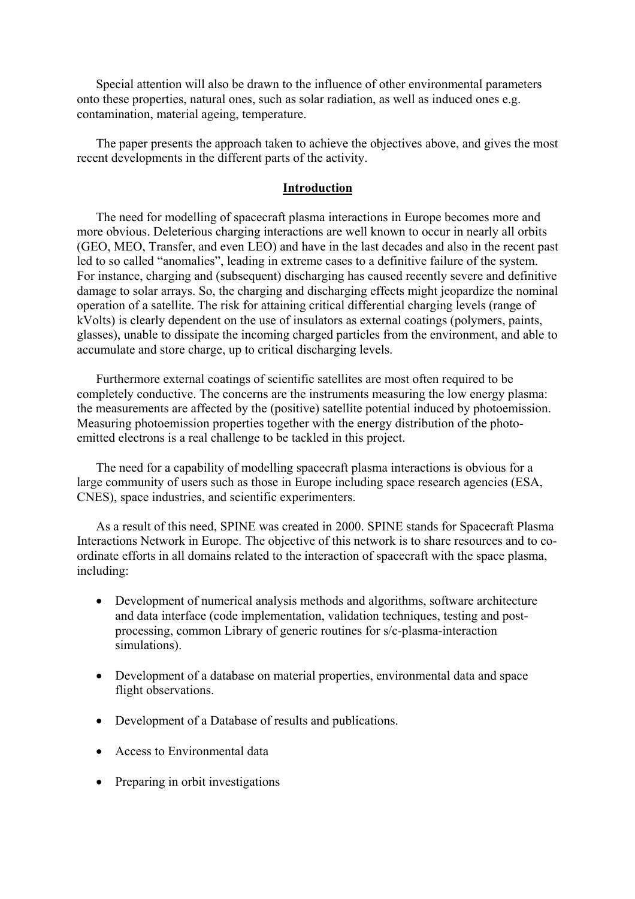Special attention will also be drawn to the influence of other environmental parameters onto these properties, natural ones, such as solar radiation, as well as induced ones e.g. contamination, material ageing, temperature.

The paper presents the approach taken to achieve the objectives above, and gives the most recent developments in the different parts of the activity.

## Introduction

The need for modelling of spacecraft plasma interactions in Europe becomes more and more obvious. Deleterious charging interactions are well known to occur in nearly all orbits (GEO, MEO, Transfer, and even LEO) and have in the last decades and also in the recent past led to so called "anomalies", leading in extreme cases to a definitive failure of the system. For instance, charging and (subsequent) discharging has caused recently severe and definitive damage to solar arrays. So, the charging and discharging effects might jeopardize the nominal operation of a satellite. The risk for attaining critical differential charging levels (range of kVolts) is clearly dependent on the use of insulators as external coatings (polymers, paints, glasses), unable to dissipate the incoming charged particles from the environment, and able to accumulate and store charge, up to critical discharging levels.

Furthermore external coatings of scientific satellites are most often required to be completely conductive. The concerns are the instruments measuring the low energy plasma: the measurements are affected by the (positive) satellite potential induced by photoemission. Measuring photoemission properties together with the energy distribution of the photo-emitted electrons is a real challenge to be tackled in this project.

The need for a capability of modelling spacecraft plasma interactions is obvious for a large community of users such as those in Europe including space research agencies (ESA, CNES), space industries, and scientific experimenters.

As a result of this need, SPINE was created in 2000. SPINE stands for Spacecraft Plasma Interactions Network in Europe. The objective of this network is to share resources and to co-ordinate efforts in all domains related to the interaction of spacecraft with the space plasma, including:

- Development of numerical analysis methods and algorithms, software architecture and data interface (code implementation, validation techniques, testing and post-processing, common Library of generic routines for s/c-plasma-interaction simulations).
- Development of a database on material properties, environmental data and space flight observations.
- Development of a Database of results and publications.
- Access to Environmental data
- Preparing in orbit investigations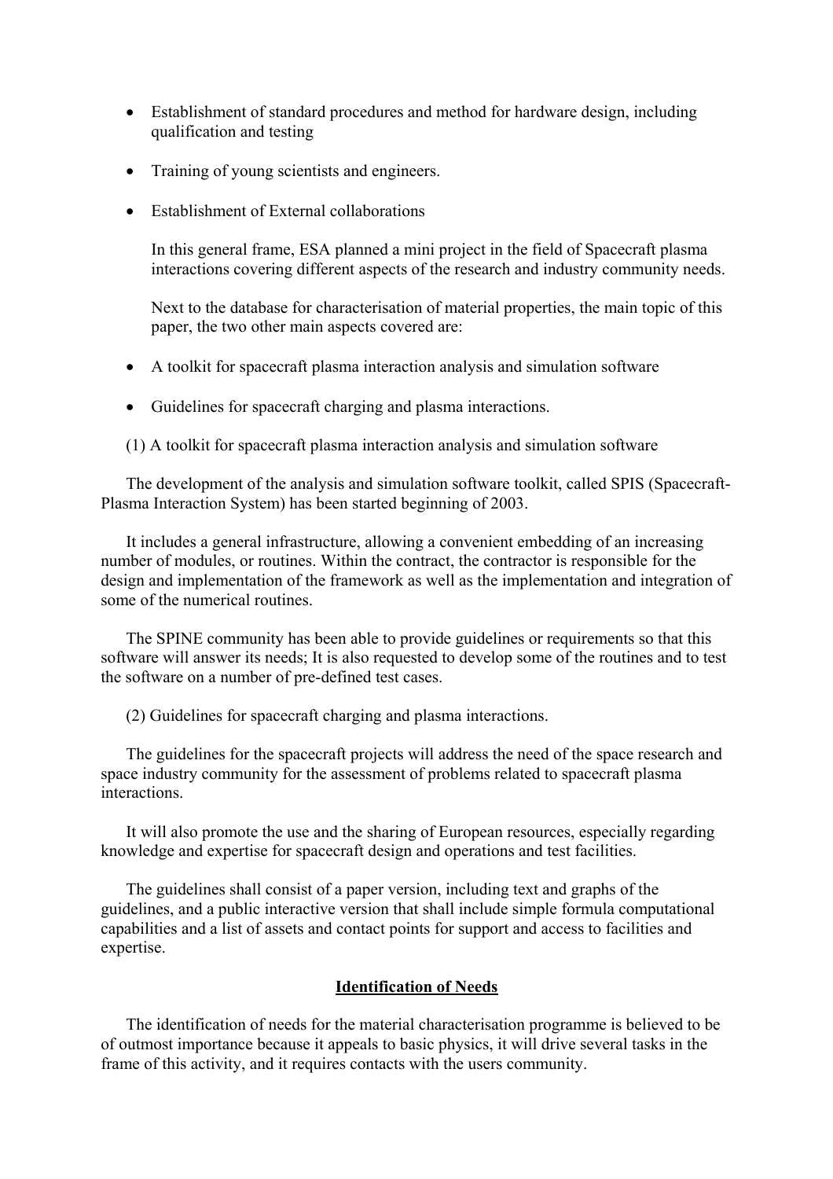- Establishment of standard procedures and method for hardware design, including qualification and testing

- Training of young scientists and engineers.

- Establishment of External collaborations

  In this general frame, ESA planned a mini project in the field of Spacecraft plasma interactions covering different aspects of the research and industry community needs.

  Next to the database for characterisation of material properties, the main topic of this paper, the two other main aspects covered are:

- A toolkit for spacecraft plasma interaction analysis and simulation software

- Guidelines for spacecraft charging and plasma interactions.

(1) A toolkit for spacecraft plasma interaction analysis and simulation software

The development of the analysis and simulation software toolkit, called SPIS (Spacecraft-Plasma Interaction System) has been started beginning of 2003.

It includes a general infrastructure, allowing a convenient embedding of an increasing number of modules, or routines. Within the contract, the contractor is responsible for the design and implementation of the framework as well as the implementation and integration of some of the numerical routines.

The SPINE community has been able to provide guidelines or requirements so that this software will answer its needs; It is also requested to develop some of the routines and to test the software on a number of pre-defined test cases.

(2) Guidelines for spacecraft charging and plasma interactions.

The guidelines for the spacecraft projects will address the need of the space research and space industry community for the assessment of problems related to spacecraft plasma interactions.

It will also promote the use and the sharing of European resources, especially regarding knowledge and expertise for spacecraft design and operations and test facilities.

The guidelines shall consist of a paper version, including text and graphs of the guidelines, and a public interactive version that shall include simple formula computational capabilities and a list of assets and contact points for support and access to facilities and expertise.

## Identification of Needs

The identification of needs for the material characterisation programme is believed to be of outmost importance because it appeals to basic physics, it will drive several tasks in the frame of this activity, and it requires contacts with the users community.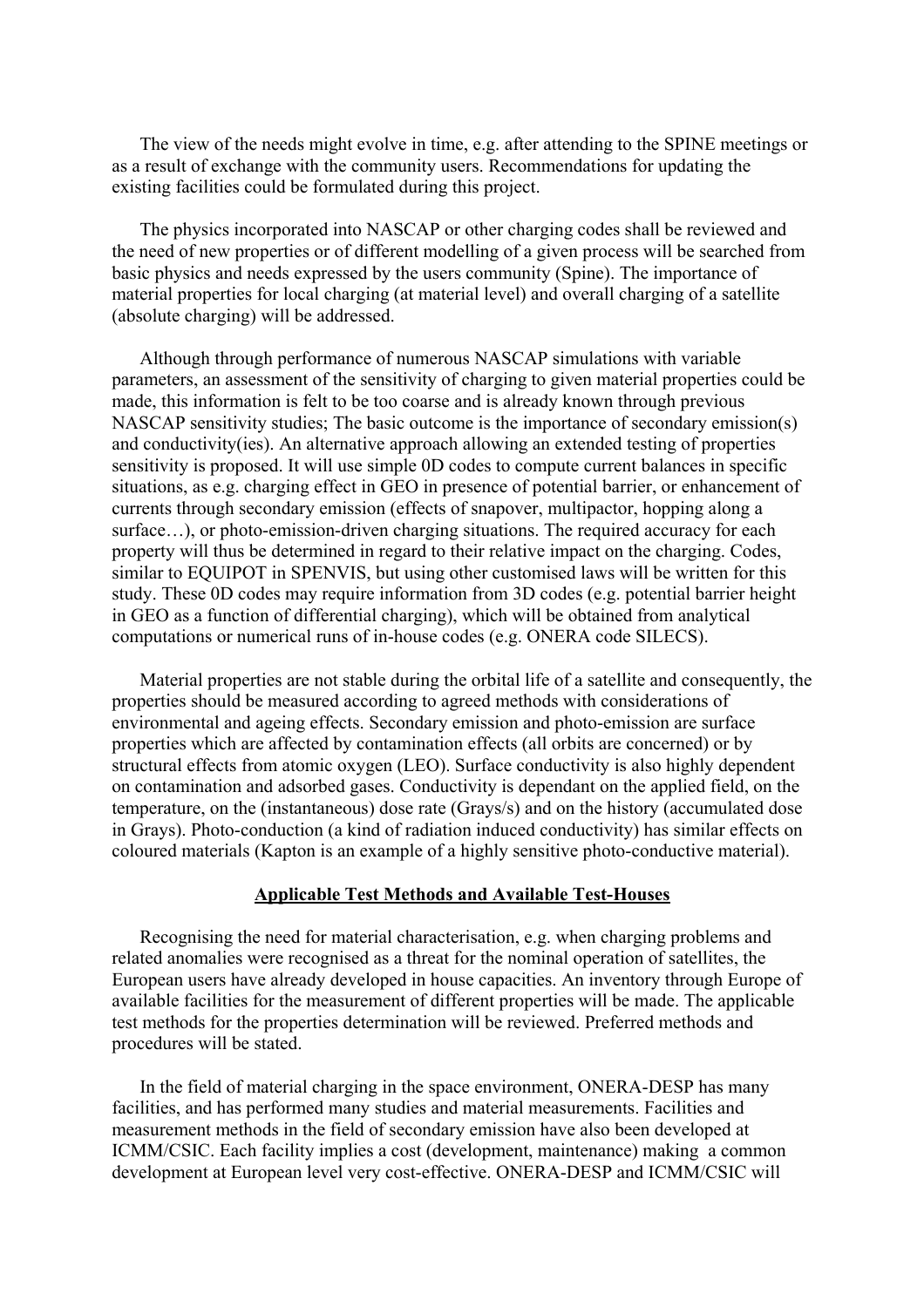The view of the needs might evolve in time, e.g. after attending to the SPINE meetings or as a result of exchange with the community users. Recommendations for updating the existing facilities could be formulated during this project.

The physics incorporated into NASCAP or other charging codes shall be reviewed and the need of new properties or of different modelling of a given process will be searched from basic physics and needs expressed by the users community (Spine). The importance of material properties for local charging (at material level) and overall charging of a satellite (absolute charging) will be addressed.

Although through performance of numerous NASCAP simulations with variable parameters, an assessment of the sensitivity of charging to given material properties could be made, this information is felt to be too coarse and is already known through previous NASCAP sensitivity studies; The basic outcome is the importance of secondary emission(s) and conductivity(ies). An alternative approach allowing an extended testing of properties sensitivity is proposed. It will use simple 0D codes to compute current balances in specific situations, as e.g. charging effect in GEO in presence of potential barrier, or enhancement of currents through secondary emission (effects of snapover, multipactor, hopping along a surface…), or photo-emission-driven charging situations. The required accuracy for each property will thus be determined in regard to their relative impact on the charging. Codes, similar to EQUIPOT in SPENVIS, but using other customised laws will be written for this study. These 0D codes may require information from 3D codes (e.g. potential barrier height in GEO as a function of differential charging), which will be obtained from analytical computations or numerical runs of in-house codes (e.g. ONERA code SILECS).

Material properties are not stable during the orbital life of a satellite and consequently, the properties should be measured according to agreed methods with considerations of environmental and ageing effects. Secondary emission and photo-emission are surface properties which are affected by contamination effects (all orbits are concerned) or by structural effects from atomic oxygen (LEO). Surface conductivity is also highly dependent on contamination and adsorbed gases. Conductivity is dependant on the applied field, on the temperature, on the (instantaneous) dose rate (Grays/s) and on the history (accumulated dose in Grays). Photo-conduction (a kind of radiation induced conductivity) has similar effects on coloured materials (Kapton is an example of a highly sensitive photo-conductive material).

## Applicable Test Methods and Available Test-Houses

Recognising the need for material characterisation, e.g. when charging problems and related anomalies were recognised as a threat for the nominal operation of satellites, the European users have already developed in house capacities. An inventory through Europe of available facilities for the measurement of different properties will be made. The applicable test methods for the properties determination will be reviewed. Preferred methods and procedures will be stated.

In the field of material charging in the space environment, ONERA-DESP has many facilities, and has performed many studies and material measurements. Facilities and measurement methods in the field of secondary emission have also been developed at ICMM/CSIC. Each facility implies a cost (development, maintenance) making a common development at European level very cost-effective. ONERA-DESP and ICMM/CSIC will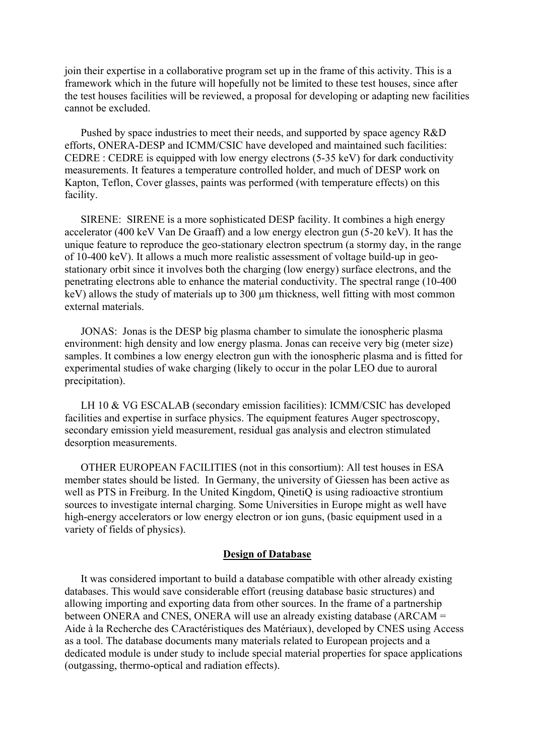join their expertise in a collaborative program set up in the frame of this activity. This is a framework which in the future will hopefully not be limited to these test houses, since after the test houses facilities will be reviewed, a proposal for developing or adapting new facilities cannot be excluded.

Pushed by space industries to meet their needs, and supported by space agency R&D efforts, ONERA-DESP and ICMM/CSIC have developed and maintained such facilities: CEDRE : CEDRE is equipped with low energy electrons (5-35 keV) for dark conductivity measurements. It features a temperature controlled holder, and much of DESP work on Kapton, Teflon, Cover glasses, paints was performed (with temperature effects) on this facility.

SIRENE: SIRENE is a more sophisticated DESP facility. It combines a high energy accelerator (400 keV Van De Graaff) and a low energy electron gun (5-20 keV). It has the unique feature to reproduce the geo-stationary electron spectrum (a stormy day, in the range of 10-400 keV). It allows a much more realistic assessment of voltage build-up in geo-stationary orbit since it involves both the charging (low energy) surface electrons, and the penetrating electrons able to enhance the material conductivity. The spectral range (10-400 keV) allows the study of materials up to 300 µm thickness, well fitting with most common external materials.

JONAS: Jonas is the DESP big plasma chamber to simulate the ionospheric plasma environment: high density and low energy plasma. Jonas can receive very big (meter size) samples. It combines a low energy electron gun with the ionospheric plasma and is fitted for experimental studies of wake charging (likely to occur in the polar LEO due to auroral precipitation).

LH 10 & VG ESCALAB (secondary emission facilities): ICMM/CSIC has developed facilities and expertise in surface physics. The equipment features Auger spectroscopy, secondary emission yield measurement, residual gas analysis and electron stimulated desorption measurements.

OTHER EUROPEAN FACILITIES (not in this consortium): All test houses in ESA member states should be listed. In Germany, the university of Giessen has been active as well as PTS in Freiburg. In the United Kingdom, QinetiQ is using radioactive strontium sources to investigate internal charging. Some Universities in Europe might as well have high-energy accelerators or low energy electron or ion guns, (basic equipment used in a variety of fields of physics).

## Design of Database

It was considered important to build a database compatible with other already existing databases. This would save considerable effort (reusing database basic structures) and allowing importing and exporting data from other sources. In the frame of a partnership between ONERA and CNES, ONERA will use an already existing database (ARCAM = Aide à la Recherche des CAractéristiques des Matériaux), developed by CNES using Access as a tool. The database documents many materials related to European projects and a dedicated module is under study to include special material properties for space applications (outgassing, thermo-optical and radiation effects).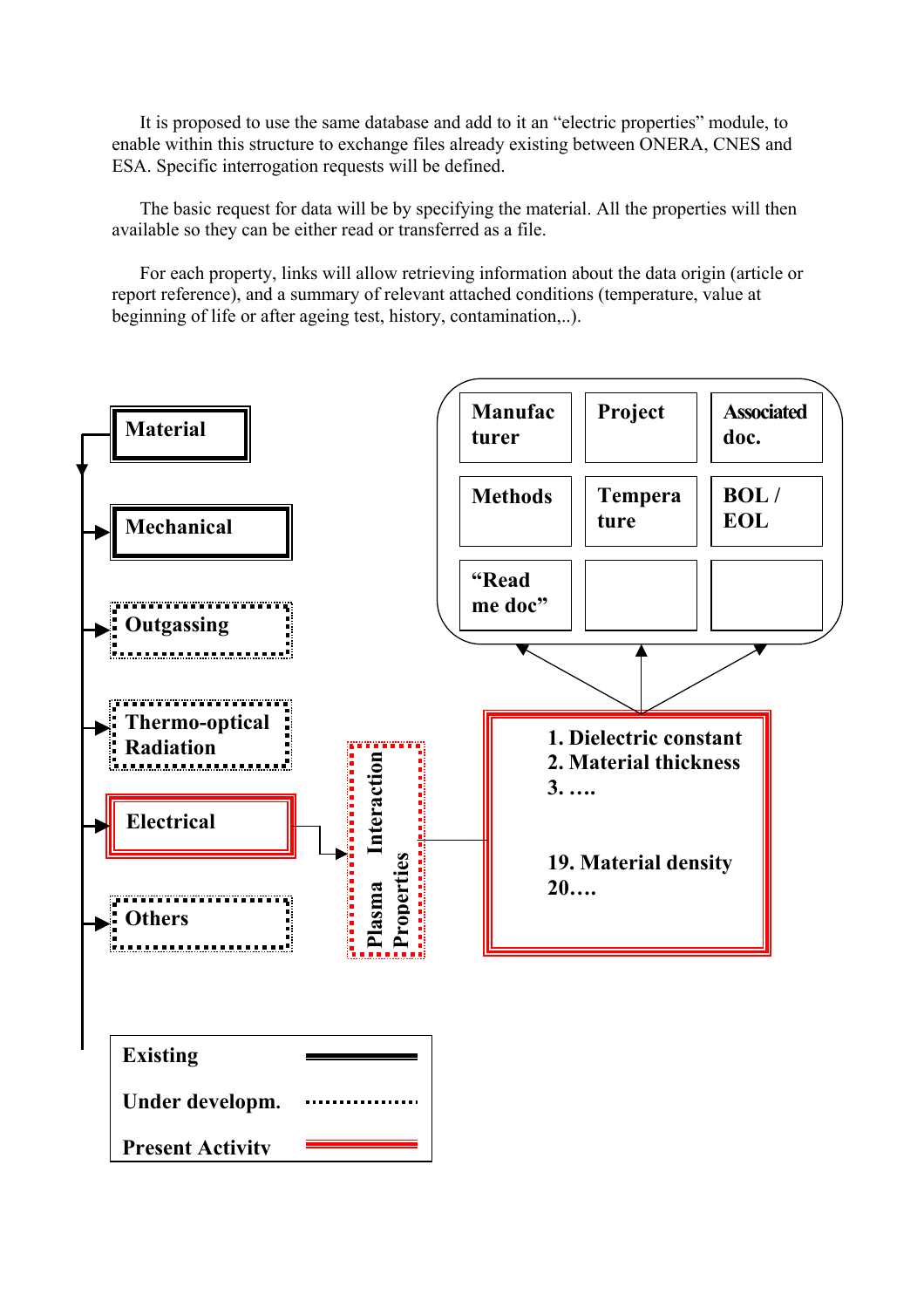It is proposed to use the same database and add to it an "electric properties" module, to enable within this structure to exchange files already existing between ONERA, CNES and ESA. Specific interrogation requests will be defined.

The basic request for data will be by specifying the material. All the properties will then available so they can be either read or transferred as a file.

For each property, links will allow retrieving information about the data origin (article or report reference), and a summary of relevant attached conditions (temperature, value at beginning of life or after ageing test, history, contamination,..).

**Material**

**Mechanical**

**Outgassing**

**Thermo-optical Radiation**

**Electrical**

**Others**

**Plasma Interaction Properties**

**1. Dielectric constant**
**2. Material thickness**
**3. ….**

**19. Material density**
**20.….**

| | | |
|---|---|---|
| **Manufacturer** | **Project** | **Associated doc.** |
| **Methods** | **Temperature** | **BOL / EOL** |
| **"Read me doc"** | | |

| | |
|---|---|
| **Existing** | (solid line) |
| **Under developm.** | (dotted line) |
| **Present Activity** | (red double line) |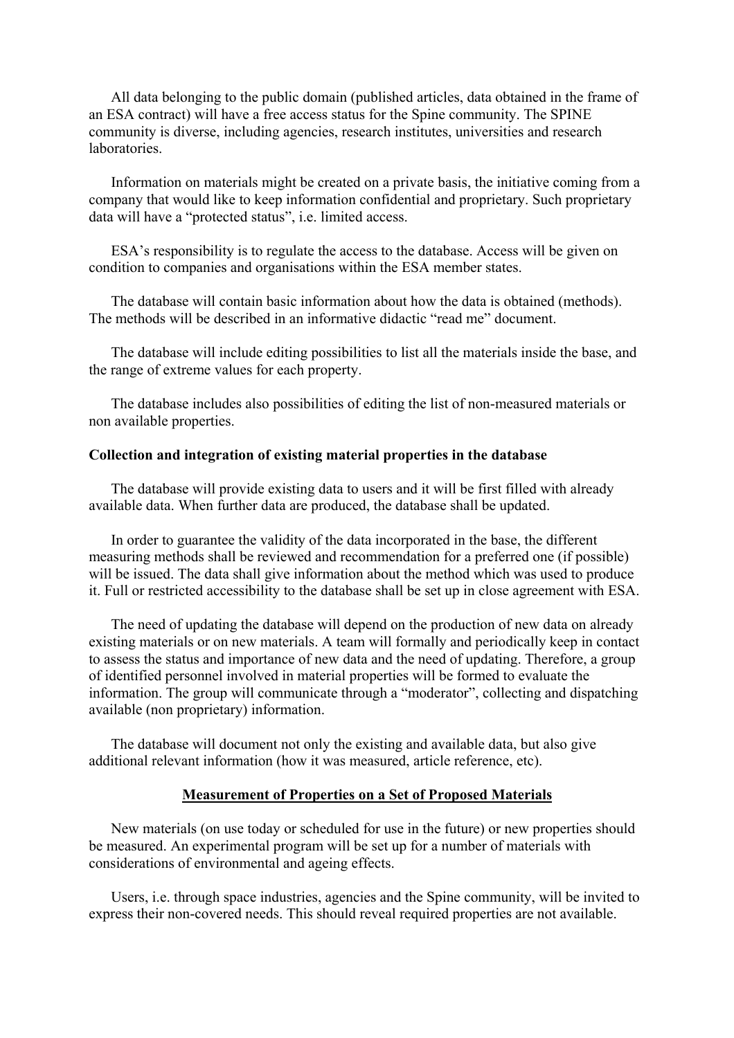All data belonging to the public domain (published articles, data obtained in the frame of an ESA contract) will have a free access status for the Spine community. The SPINE community is diverse, including agencies, research institutes, universities and research laboratories.

Information on materials might be created on a private basis, the initiative coming from a company that would like to keep information confidential and proprietary. Such proprietary data will have a "protected status", i.e. limited access.

ESA's responsibility is to regulate the access to the database. Access will be given on condition to companies and organisations within the ESA member states.

The database will contain basic information about how the data is obtained (methods). The methods will be described in an informative didactic "read me" document.

The database will include editing possibilities to list all the materials inside the base, and the range of extreme values for each property.

The database includes also possibilities of editing the list of non-measured materials or non available properties.

**Collection and integration of existing material properties in the database**

The database will provide existing data to users and it will be first filled with already available data. When further data are produced, the database shall be updated.

In order to guarantee the validity of the data incorporated in the base, the different measuring methods shall be reviewed and recommendation for a preferred one (if possible) will be issued. The data shall give information about the method which was used to produce it. Full or restricted accessibility to the database shall be set up in close agreement with ESA.

The need of updating the database will depend on the production of new data on already existing materials or on new materials. A team will formally and periodically keep in contact to assess the status and importance of new data and the need of updating. Therefore, a group of identified personnel involved in material properties will be formed to evaluate the information. The group will communicate through a "moderator", collecting and dispatching available (non proprietary) information.

The database will document not only the existing and available data, but also give additional relevant information (how it was measured, article reference, etc).

## Measurement of Properties on a Set of Proposed Materials

New materials (on use today or scheduled for use in the future) or new properties should be measured. An experimental program will be set up for a number of materials with considerations of environmental and ageing effects.

Users, i.e. through space industries, agencies and the Spine community, will be invited to express their non-covered needs. This should reveal required properties are not available.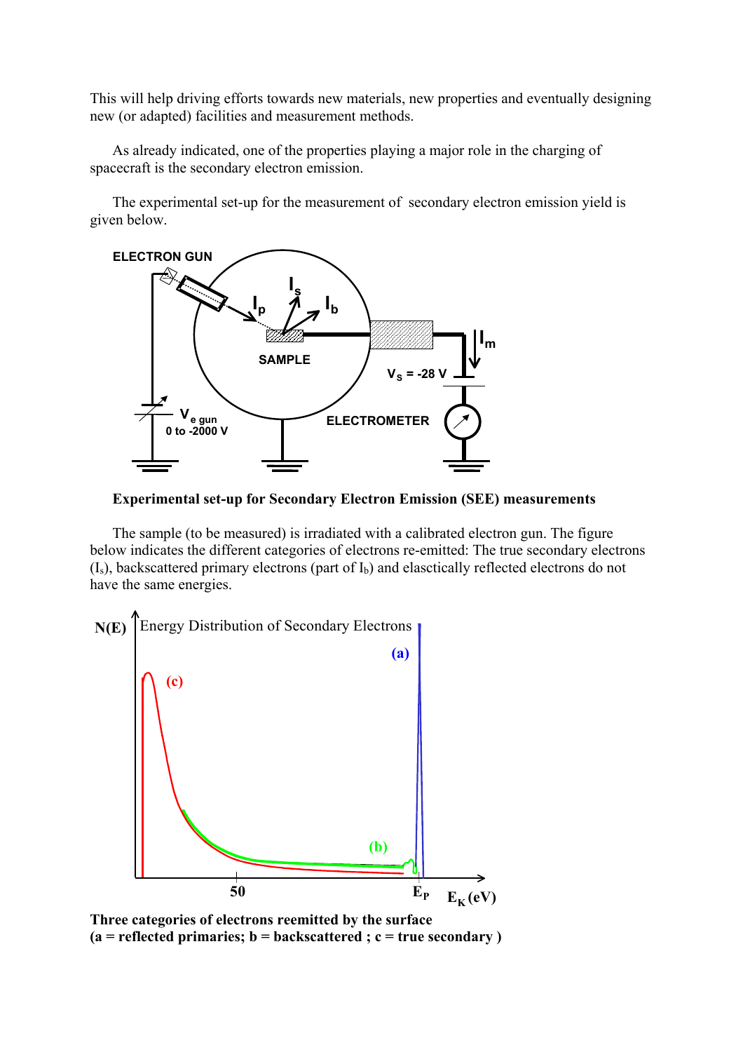This will help driving efforts towards new materials, new properties and eventually designing new (or adapted) facilities and measurement methods.

As already indicated, one of the properties playing a major role in the charging of spacecraft is the secondary electron emission.

The experimental set-up for the measurement of secondary electron emission yield is given below.

**Experimental set-up for Secondary Electron Emission (SEE) measurements**

The sample (to be measured) is irradiated with a calibrated electron gun. The figure below indicates the different categories of electrons re-emitted: The true secondary electrons ($I_s$), backscattered primary electrons (part of $I_b$) and elasctically reflected electrons do not have the same energies.

**Three categories of electrons reemitted by the surface**
**(a = reflected primaries; b = backscattered ; c = true secondary )**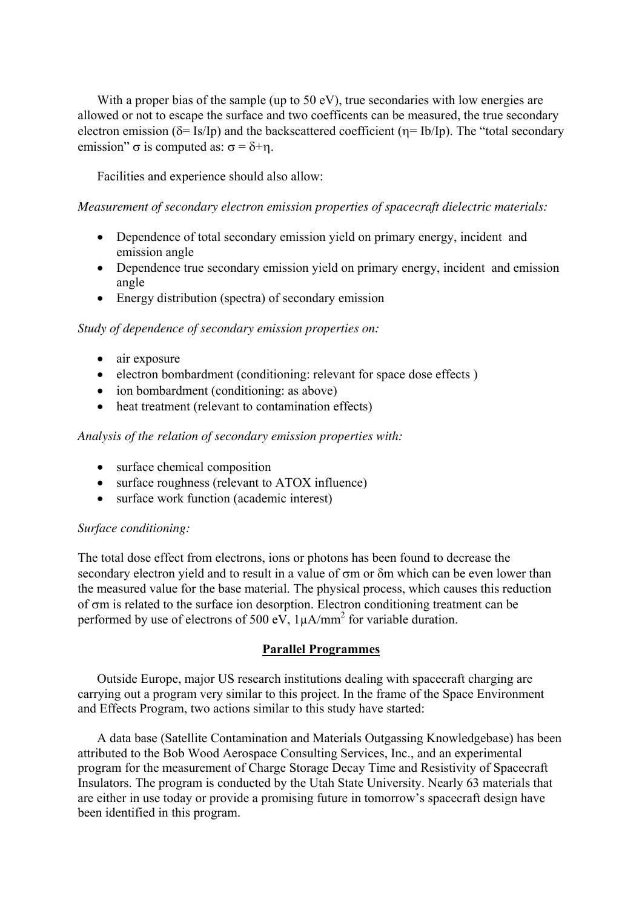With a proper bias of the sample (up to 50 eV), true secondaries with low energies are allowed or not to escape the surface and two coefficents can be measured, the true secondary electron emission ($\delta = Is/Ip$) and the backscattered coefficient ($\eta = Ib/Ip$). The "total secondary emission" $\sigma$ is computed as: $\sigma = \delta + \eta$.

Facilities and experience should also allow:

*Measurement of secondary electron emission properties of spacecraft dielectric materials:*

- Dependence of total secondary emission yield on primary energy, incident and emission angle
- Dependence true secondary emission yield on primary energy, incident and emission angle
- Energy distribution (spectra) of secondary emission

*Study of dependence of secondary emission properties on:*

- air exposure
- electron bombardment (conditioning: relevant for space dose effects )
- ion bombardment (conditioning: as above)
- heat treatment (relevant to contamination effects)

*Analysis of the relation of secondary emission properties with:*

- surface chemical composition
- surface roughness (relevant to ATOX influence)
- surface work function (academic interest)

*Surface conditioning:*

The total dose effect from electrons, ions or photons has been found to decrease the secondary electron yield and to result in a value of $\sigma m$ or $\delta m$ which can be even lower than the measured value for the base material. The physical process, which causes this reduction of $\sigma m$ is related to the surface ion desorption. Electron conditioning treatment can be performed by use of electrons of 500 eV, $1 \mu A/mm^2$ for variable duration.

## Parallel Programmes

Outside Europe, major US research institutions dealing with spacecraft charging are carrying out a program very similar to this project. In the frame of the Space Environment and Effects Program, two actions similar to this study have started:

A data base (Satellite Contamination and Materials Outgassing Knowledgebase) has been attributed to the Bob Wood Aerospace Consulting Services, Inc., and an experimental program for the measurement of Charge Storage Decay Time and Resistivity of Spacecraft Insulators. The program is conducted by the Utah State University. Nearly 63 materials that are either in use today or provide a promising future in tomorrow's spacecraft design have been identified in this program.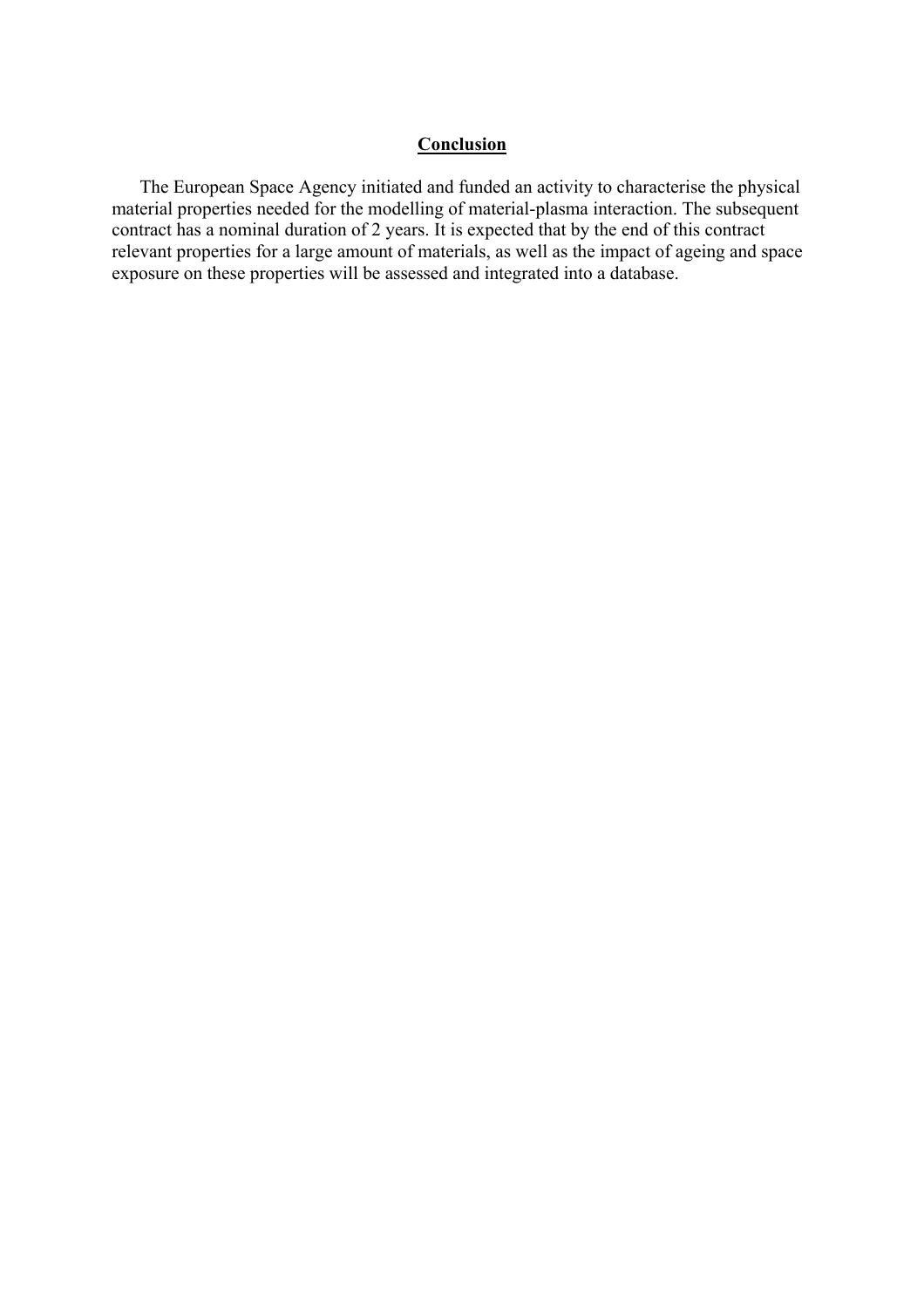## Conclusion

The European Space Agency initiated and funded an activity to characterise the physical material properties needed for the modelling of material-plasma interaction. The subsequent contract has a nominal duration of 2 years. It is expected that by the end of this contract relevant properties for a large amount of materials, as well as the impact of ageing and space exposure on these properties will be assessed and integrated into a database.